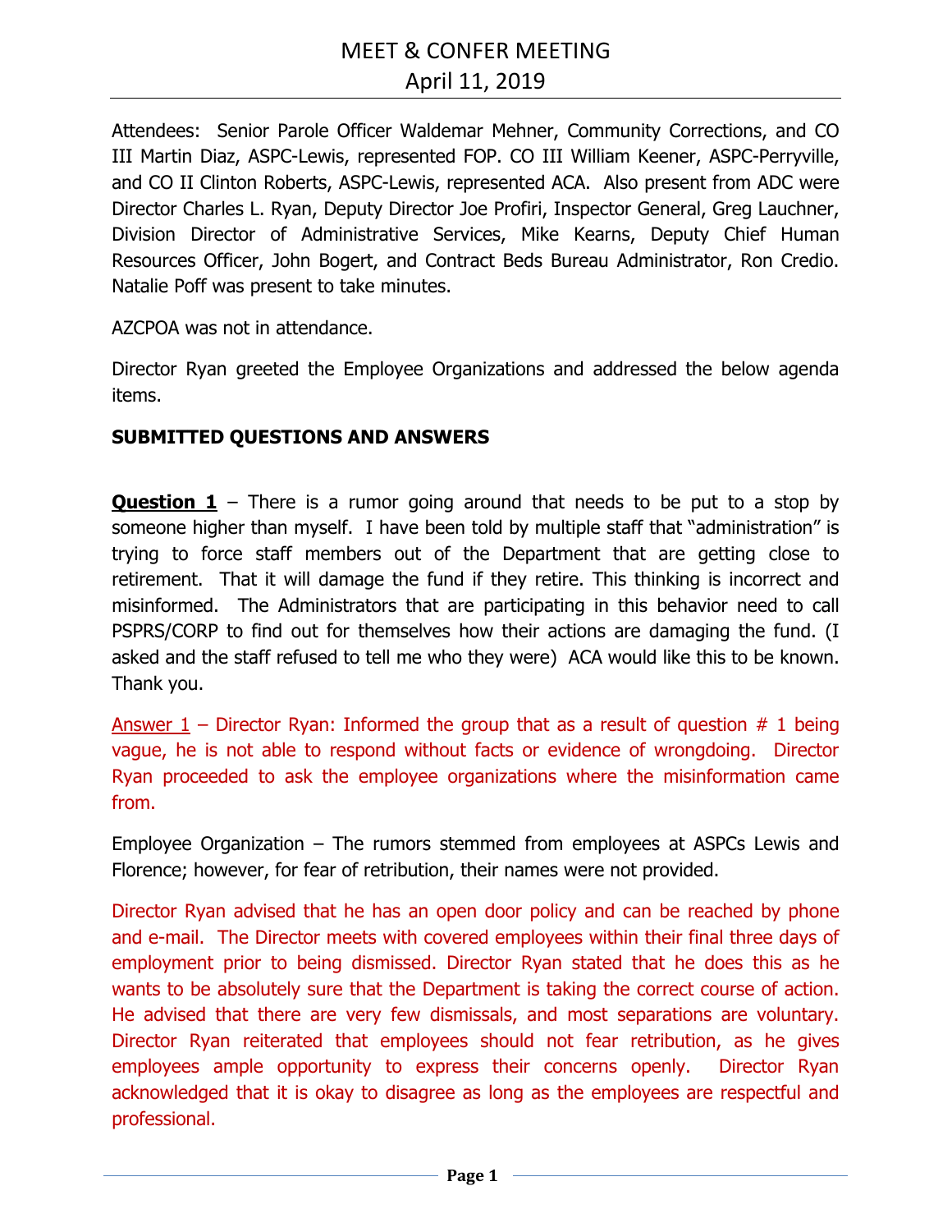# MEET & CONFER MEETING

## April 11, 2019

Attendees: Senior Parole Officer Waldemar Mehner, Community Corrections, and CO III Martin Diaz, ASPC-Lewis, represented FOP. CO III William Keener, ASPC-Perryville, and CO II Clinton Roberts, ASPC-Lewis, represented ACA. Also present from ADC were Director Charles L. Ryan, Deputy Director Joe Profiri, Inspector General, Greg Lauchner, Division Director of Administrative Services, Mike Kearns, Deputy Chief Human Resources Officer, John Bogert, and Contract Beds Bureau Administrator, Ron Credio. Natalie Poff was present to take minutes.

AZCPOA was not in attendance.

Director Ryan greeted the Employee Organizations and addressed the below agenda items.

**SUBMITTED QUESTIONS AND ANSWERS**

**Question 1** – There is a rumor going around that needs to be put to a stop by someone higher than myself. I have been told by multiple staff that "administration" is trying to force staff members out of the Department that are getting close to retirement. That it will damage the fund if they retire. This thinking is incorrect and misinformed. The Administrators that are participating in this behavior need to call PSPRS/CORP to find out for themselves how their actions are damaging the fund. (I asked and the staff refused to tell me who they were) ACA would like this to be known. Thank you.

Answer 1 – Director Ryan: Informed the group that as a result of question # 1 being vague, he is not able to respond without facts or evidence of wrongdoing. Director Ryan proceeded to ask the employee organizations where the misinformation came from.

Employee Organization – The rumors stemmed from employees at ASPCs Lewis and Florence; however, for fear of retribution, their names were not provided.

Director Ryan advised that he has an open door policy and can be reached by phone and e-mail. The Director meets with covered employees within their final three days of employment prior to being dismissed. Director Ryan stated that he does this as he wants to be absolutely sure that the Department is taking the correct course of action. He advised that there are very few dismissals, and most separations are voluntary. Director Ryan reiterated that employees should not fear retribution, as he gives employees ample opportunity to express their concerns openly. Director Ryan acknowledged that it is okay to disagree as long as the employees are respectful and professional.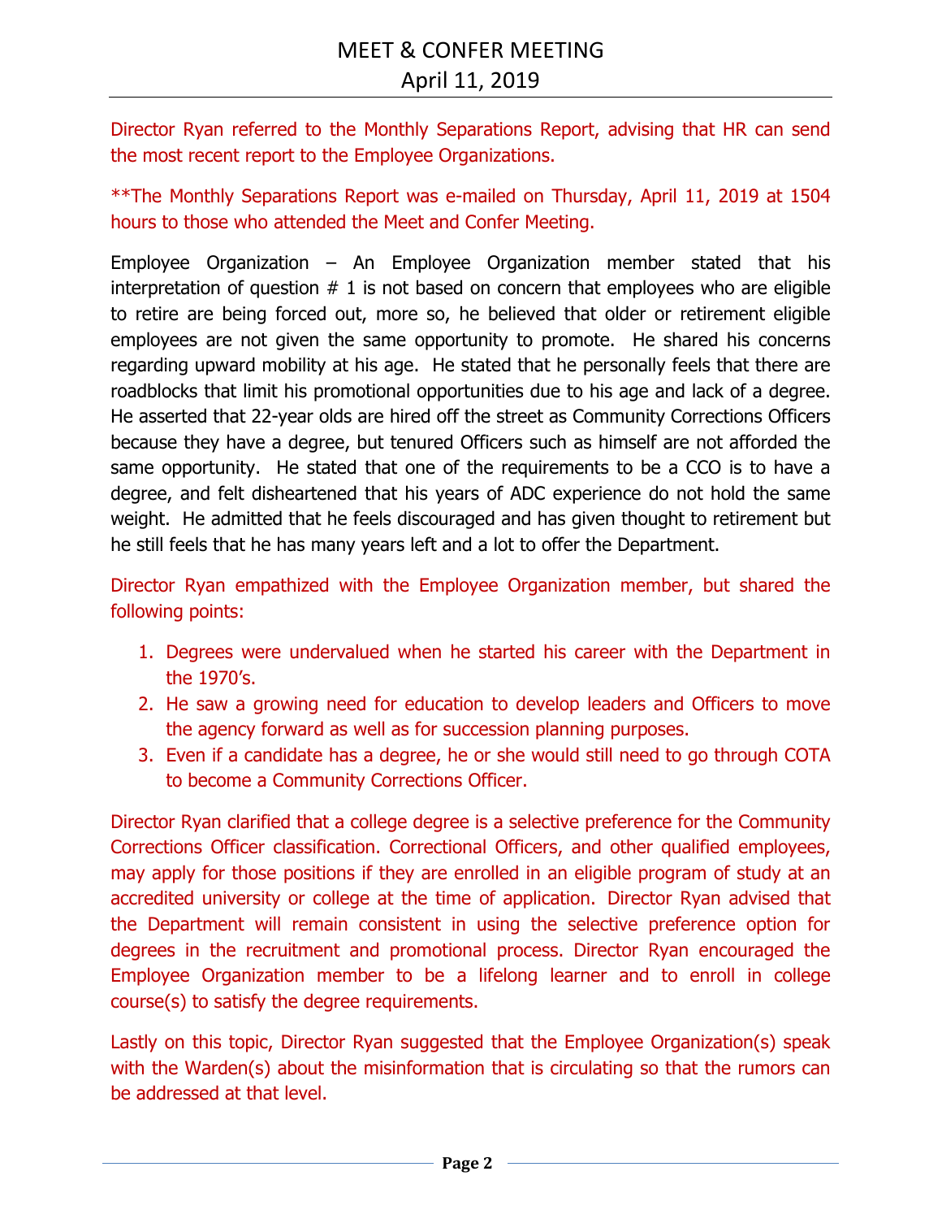Director Ryan referred to the Monthly Separations Report, advising that HR can send the most recent report to the Employee Organizations.

**The Monthly Separations Report was e-mailed on Thursday, April 11, 2019 at 1504 hours to those who attended the Meet and Confer Meeting.

Employee Organization – An Employee Organization member stated that his interpretation of question # 1 is not based on concern that employees who are eligible to retire are being forced out, more so, he believed that older or retirement eligible employees are not given the same opportunity to promote. He shared his concerns regarding upward mobility at his age. He stated that he personally feels that there are roadblocks that limit his promotional opportunities due to his age and lack of a degree. He asserted that 22-year olds are hired off the street as Community Corrections Officers because they have a degree, but tenured Officers such as himself are not afforded the same opportunity. He stated that one of the requirements to be a CCO is to have a degree, and felt disheartened that his years of ADC experience do not hold the same weight. He admitted that he feels discouraged and has given thought to retirement but he still feels that he has many years left and a lot to offer the Department.

Director Ryan empathized with the Employee Organization member, but shared the following points:

1. Degrees were undervalued when he started his career with the Department in the 1970's.
2. He saw a growing need for education to develop leaders and Officers to move the agency forward as well as for succession planning purposes.
3. Even if a candidate has a degree, he or she would still need to go through COTA to become a Community Corrections Officer.

Director Ryan clarified that a college degree is a selective preference for the Community Corrections Officer classification. Correctional Officers, and other qualified employees, may apply for those positions if they are enrolled in an eligible program of study at an accredited university or college at the time of application. Director Ryan advised that the Department will remain consistent in using the selective preference option for degrees in the recruitment and promotional process. Director Ryan encouraged the Employee Organization member to be a lifelong learner and to enroll in college course(s) to satisfy the degree requirements.

Lastly on this topic, Director Ryan suggested that the Employee Organization(s) speak with the Warden(s) about the misinformation that is circulating so that the rumors can be addressed at that level.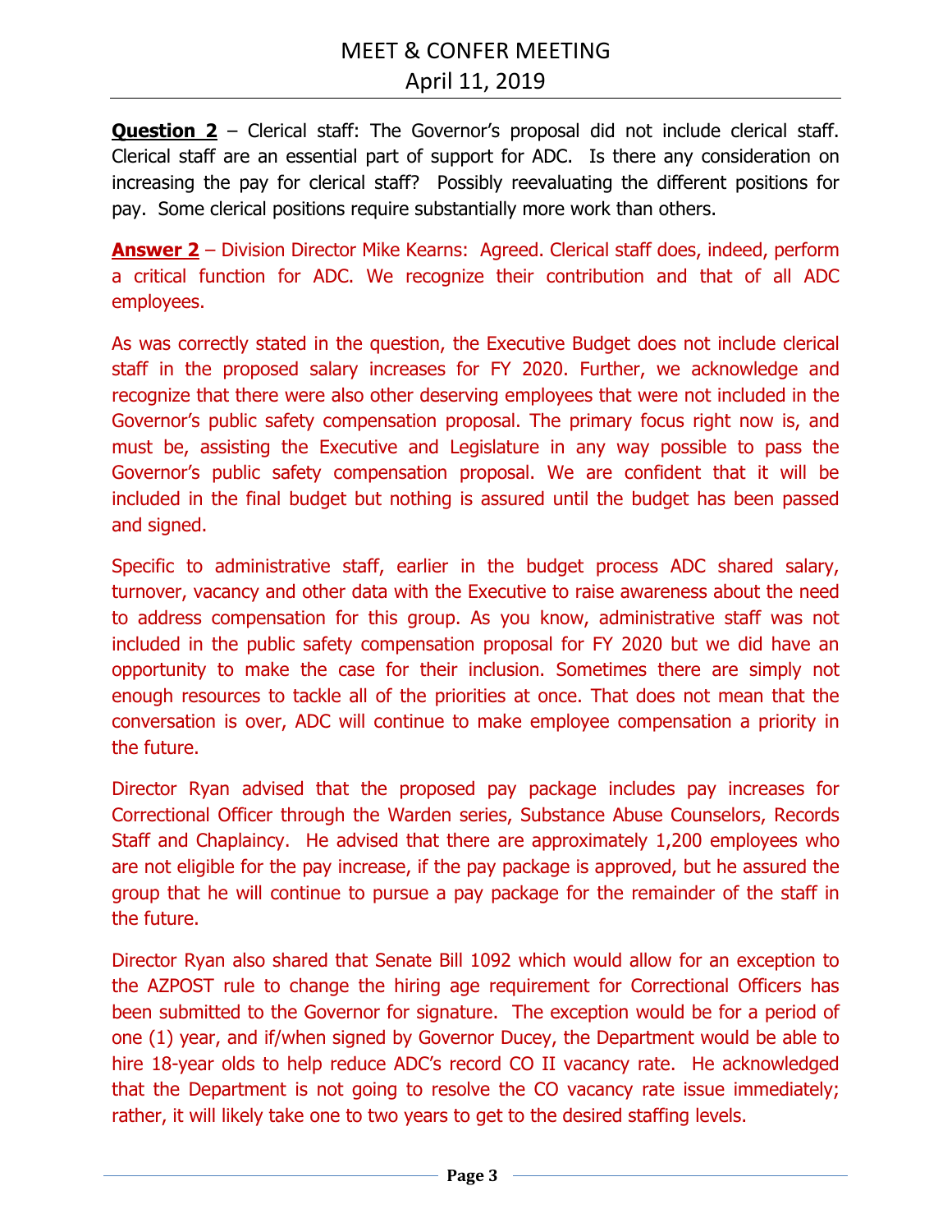**Question 2** – Clerical staff: The Governor's proposal did not include clerical staff. Clerical staff are an essential part of support for ADC. Is there any consideration on increasing the pay for clerical staff? Possibly reevaluating the different positions for pay. Some clerical positions require substantially more work than others.

**Answer 2** – Division Director Mike Kearns: Agreed. Clerical staff does, indeed, perform a critical function for ADC. We recognize their contribution and that of all ADC employees.

As was correctly stated in the question, the Executive Budget does not include clerical staff in the proposed salary increases for FY 2020. Further, we acknowledge and recognize that there were also other deserving employees that were not included in the Governor's public safety compensation proposal. The primary focus right now is, and must be, assisting the Executive and Legislature in any way possible to pass the Governor's public safety compensation proposal. We are confident that it will be included in the final budget but nothing is assured until the budget has been passed and signed.

Specific to administrative staff, earlier in the budget process ADC shared salary, turnover, vacancy and other data with the Executive to raise awareness about the need to address compensation for this group. As you know, administrative staff was not included in the public safety compensation proposal for FY 2020 but we did have an opportunity to make the case for their inclusion. Sometimes there are simply not enough resources to tackle all of the priorities at once. That does not mean that the conversation is over, ADC will continue to make employee compensation a priority in the future.

Director Ryan advised that the proposed pay package includes pay increases for Correctional Officer through the Warden series, Substance Abuse Counselors, Records Staff and Chaplaincy. He advised that there are approximately 1,200 employees who are not eligible for the pay increase, if the pay package is approved, but he assured the group that he will continue to pursue a pay package for the remainder of the staff in the future.

Director Ryan also shared that Senate Bill 1092 which would allow for an exception to the AZPOST rule to change the hiring age requirement for Correctional Officers has been submitted to the Governor for signature. The exception would be for a period of one (1) year, and if/when signed by Governor Ducey, the Department would be able to hire 18-year olds to help reduce ADC's record CO II vacancy rate. He acknowledged that the Department is not going to resolve the CO vacancy rate issue immediately; rather, it will likely take one to two years to get to the desired staffing levels.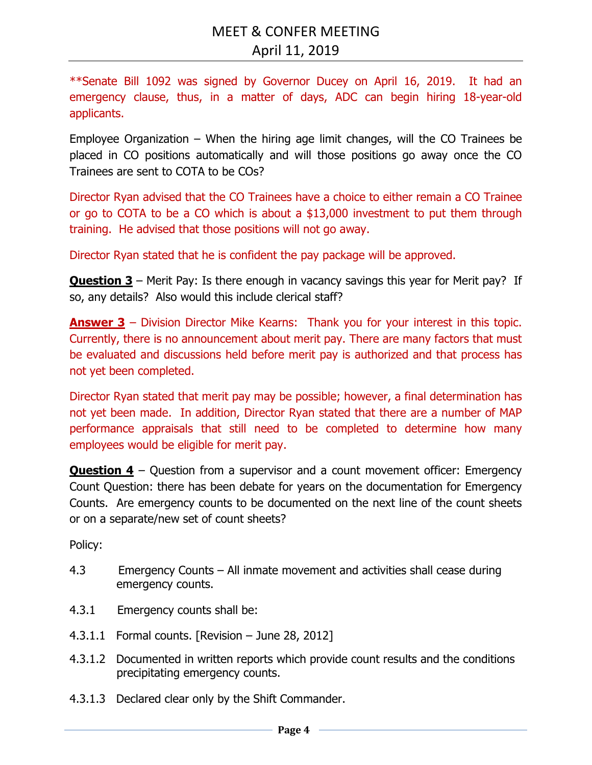**Senate Bill 1092 was signed by Governor Ducey on April 16, 2019. It had an emergency clause, thus, in a matter of days, ADC can begin hiring 18-year-old applicants.

Employee Organization – When the hiring age limit changes, will the CO Trainees be placed in CO positions automatically and will those positions go away once the CO Trainees are sent to COTA to be COs?

Director Ryan advised that the CO Trainees have a choice to either remain a CO Trainee or go to COTA to be a CO which is about a $13,000 investment to put them through training. He advised that those positions will not go away.

Director Ryan stated that he is confident the pay package will be approved.

**Question 3** – Merit Pay: Is there enough in vacancy savings this year for Merit pay? If so, any details? Also would this include clerical staff?

**Answer 3** – Division Director Mike Kearns: Thank you for your interest in this topic. Currently, there is no announcement about merit pay. There are many factors that must be evaluated and discussions held before merit pay is authorized and that process has not yet been completed.

Director Ryan stated that merit pay may be possible; however, a final determination has not yet been made. In addition, Director Ryan stated that there are a number of MAP performance appraisals that still need to be completed to determine how many employees would be eligible for merit pay.

**Question 4** – Question from a supervisor and a count movement officer: Emergency Count Question: there has been debate for years on the documentation for Emergency Counts. Are emergency counts to be documented on the next line of the count sheets or on a separate/new set of count sheets?

Policy:

4.3 Emergency Counts – All inmate movement and activities shall cease during emergency counts.

4.3.1 Emergency counts shall be:

4.3.1.1 Formal counts. [Revision – June 28, 2012]

4.3.1.2 Documented in written reports which provide count results and the conditions precipitating emergency counts.

4.3.1.3 Declared clear only by the Shift Commander.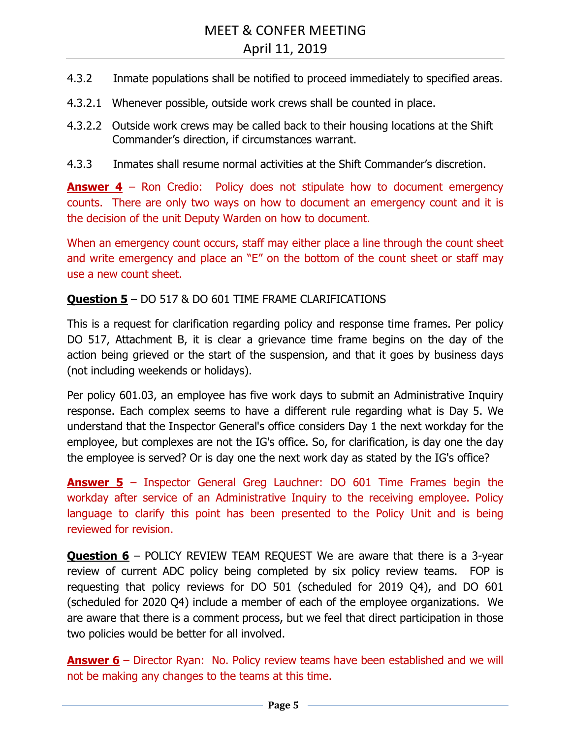4.3.2 Inmate populations shall be notified to proceed immediately to specified areas.

4.3.2.1 Whenever possible, outside work crews shall be counted in place.

4.3.2.2 Outside work crews may be called back to their housing locations at the Shift Commander's direction, if circumstances warrant.

4.3.3 Inmates shall resume normal activities at the Shift Commander's discretion.

**Answer 4** – Ron Credio: Policy does not stipulate how to document emergency counts. There are only two ways on how to document an emergency count and it is the decision of the unit Deputy Warden on how to document.

When an emergency count occurs, staff may either place a line through the count sheet and write emergency and place an "E" on the bottom of the count sheet or staff may use a new count sheet.

**Question 5** – DO 517 & DO 601 TIME FRAME CLARIFICATIONS

This is a request for clarification regarding policy and response time frames. Per policy DO 517, Attachment B, it is clear a grievance time frame begins on the day of the action being grieved or the start of the suspension, and that it goes by business days (not including weekends or holidays).

Per policy 601.03, an employee has five work days to submit an Administrative Inquiry response. Each complex seems to have a different rule regarding what is Day 5. We understand that the Inspector General's office considers Day 1 the next workday for the employee, but complexes are not the IG's office. So, for clarification, is day one the day the employee is served? Or is day one the next work day as stated by the IG's office?

**Answer 5** – Inspector General Greg Lauchner: DO 601 Time Frames begin the workday after service of an Administrative Inquiry to the receiving employee. Policy language to clarify this point has been presented to the Policy Unit and is being reviewed for revision.

**Question 6** – POLICY REVIEW TEAM REQUEST We are aware that there is a 3-year review of current ADC policy being completed by six policy review teams. FOP is requesting that policy reviews for DO 501 (scheduled for 2019 Q4), and DO 601 (scheduled for 2020 Q4) include a member of each of the employee organizations. We are aware that there is a comment process, but we feel that direct participation in those two policies would be better for all involved.

**Answer 6** – Director Ryan: No. Policy review teams have been established and we will not be making any changes to the teams at this time.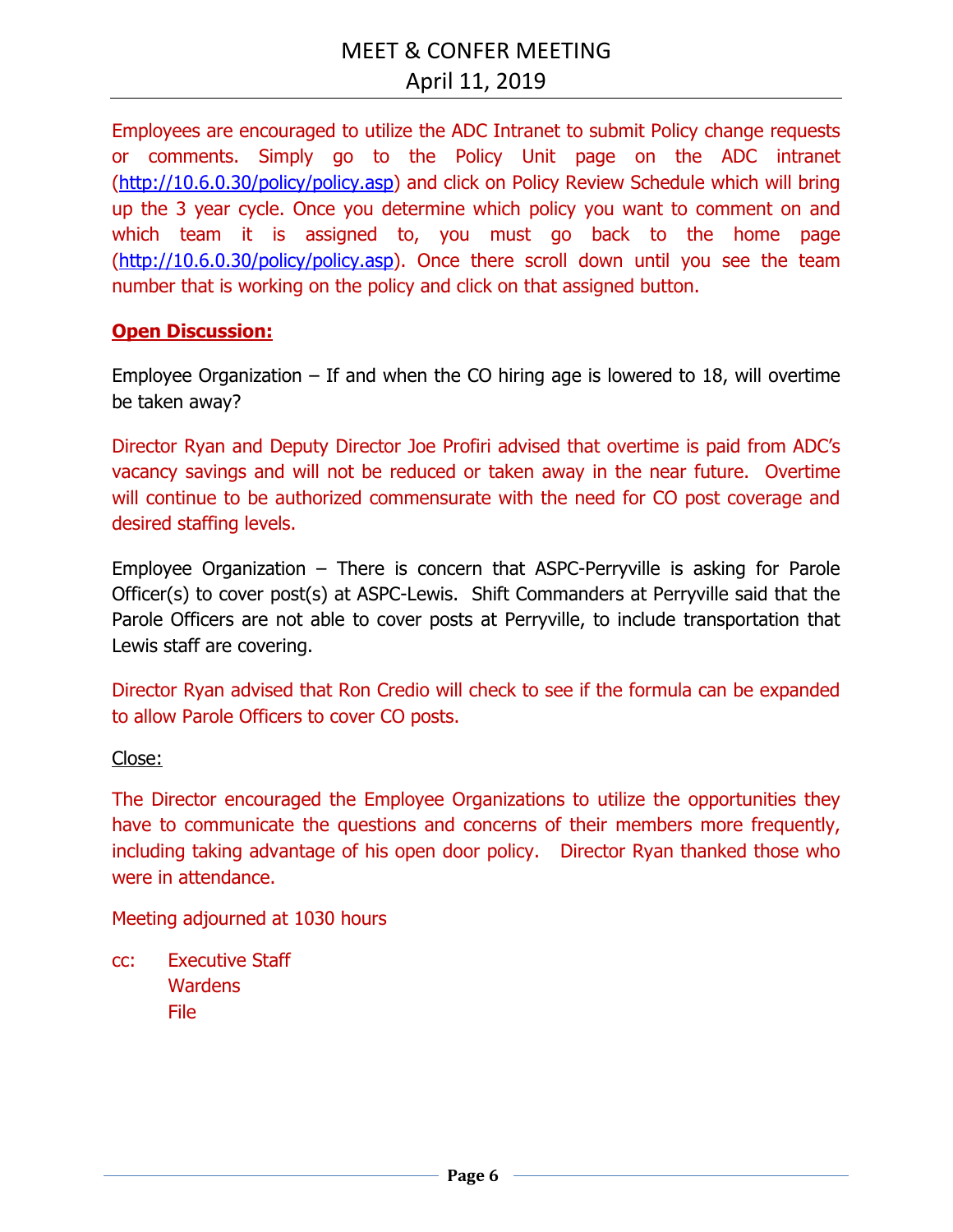Employees are encouraged to utilize the ADC Intranet to submit Policy change requests or comments. Simply go to the Policy Unit page on the ADC intranet (http://10.6.0.30/policy/policy.asp) and click on Policy Review Schedule which will bring up the 3 year cycle. Once you determine which policy you want to comment on and which team it is assigned to, you must go back to the home page (http://10.6.0.30/policy/policy.asp). Once there scroll down until you see the team number that is working on the policy and click on that assigned button.

**Open Discussion:**

Employee Organization – If and when the CO hiring age is lowered to 18, will overtime be taken away?

Director Ryan and Deputy Director Joe Profiri advised that overtime is paid from ADC's vacancy savings and will not be reduced or taken away in the near future. Overtime will continue to be authorized commensurate with the need for CO post coverage and desired staffing levels.

Employee Organization – There is concern that ASPC-Perryville is asking for Parole Officer(s) to cover post(s) at ASPC-Lewis. Shift Commanders at Perryville said that the Parole Officers are not able to cover posts at Perryville, to include transportation that Lewis staff are covering.

Director Ryan advised that Ron Credio will check to see if the formula can be expanded to allow Parole Officers to cover CO posts.

Close:

The Director encouraged the Employee Organizations to utilize the opportunities they have to communicate the questions and concerns of their members more frequently, including taking advantage of his open door policy. Director Ryan thanked those who were in attendance.

Meeting adjourned at 1030 hours

cc: Executive Staff
Wardens
File